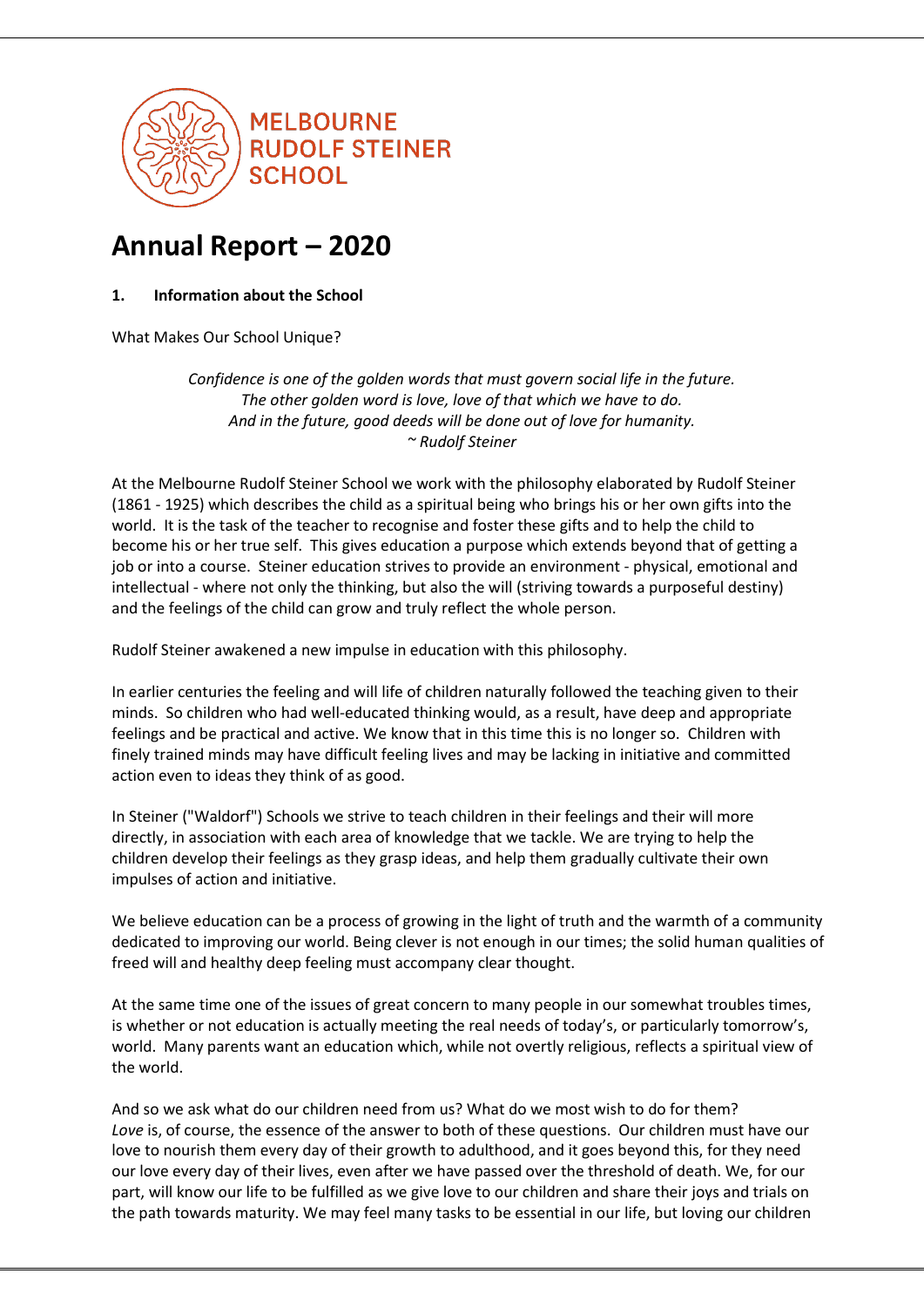MELBOURNE RUDOLF STEINER SCHOOL

# Annual Report – 2020

## 1. Information about the School

What Makes Our School Unique?

*Confidence is one of the golden words that must govern social life in the future.*
*The other golden word is love, love of that which we have to do.*
*And in the future, good deeds will be done out of love for humanity.*
*~ Rudolf Steiner*

At the Melbourne Rudolf Steiner School we work with the philosophy elaborated by Rudolf Steiner (1861 - 1925) which describes the child as a spiritual being who brings his or her own gifts into the world. It is the task of the teacher to recognise and foster these gifts and to help the child to become his or her true self. This gives education a purpose which extends beyond that of getting a job or into a course. Steiner education strives to provide an environment - physical, emotional and intellectual - where not only the thinking, but also the will (striving towards a purposeful destiny) and the feelings of the child can grow and truly reflect the whole person.

Rudolf Steiner awakened a new impulse in education with this philosophy.

In earlier centuries the feeling and will life of children naturally followed the teaching given to their minds. So children who had well-educated thinking would, as a result, have deep and appropriate feelings and be practical and active. We know that in this time this is no longer so. Children with finely trained minds may have difficult feeling lives and may be lacking in initiative and committed action even to ideas they think of as good.

In Steiner ("Waldorf") Schools we strive to teach children in their feelings and their will more directly, in association with each area of knowledge that we tackle. We are trying to help the children develop their feelings as they grasp ideas, and help them gradually cultivate their own impulses of action and initiative.

We believe education can be a process of growing in the light of truth and the warmth of a community dedicated to improving our world. Being clever is not enough in our times; the solid human qualities of freed will and healthy deep feeling must accompany clear thought.

At the same time one of the issues of great concern to many people in our somewhat troubles times, is whether or not education is actually meeting the real needs of today's, or particularly tomorrow's, world. Many parents want an education which, while not overtly religious, reflects a spiritual view of the world.

And so we ask what do our children need from us? What do we most wish to do for them? *Love* is, of course, the essence of the answer to both of these questions. Our children must have our love to nourish them every day of their growth to adulthood, and it goes beyond this, for they need our love every day of their lives, even after we have passed over the threshold of death. We, for our part, will know our life to be fulfilled as we give love to our children and share their joys and trials on the path towards maturity. We may feel many tasks to be essential in our life, but loving our children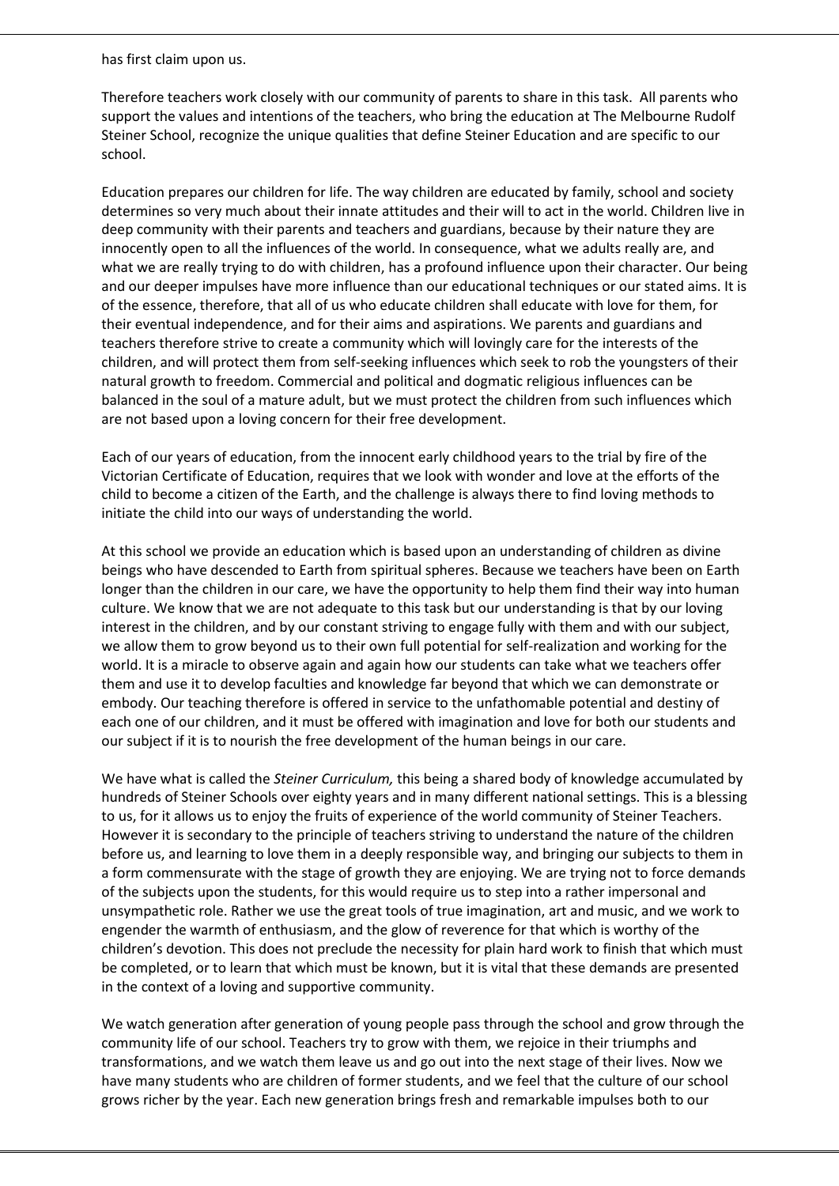has first claim upon us.

Therefore teachers work closely with our community of parents to share in this task. All parents who support the values and intentions of the teachers, who bring the education at The Melbourne Rudolf Steiner School, recognize the unique qualities that define Steiner Education and are specific to our school.

Education prepares our children for life. The way children are educated by family, school and society determines so very much about their innate attitudes and their will to act in the world. Children live in deep community with their parents and teachers and guardians, because by their nature they are innocently open to all the influences of the world. In consequence, what we adults really are, and what we are really trying to do with children, has a profound influence upon their character. Our being and our deeper impulses have more influence than our educational techniques or our stated aims. It is of the essence, therefore, that all of us who educate children shall educate with love for them, for their eventual independence, and for their aims and aspirations. We parents and guardians and teachers therefore strive to create a community which will lovingly care for the interests of the children, and will protect them from self-seeking influences which seek to rob the youngsters of their natural growth to freedom. Commercial and political and dogmatic religious influences can be balanced in the soul of a mature adult, but we must protect the children from such influences which are not based upon a loving concern for their free development.

Each of our years of education, from the innocent early childhood years to the trial by fire of the Victorian Certificate of Education, requires that we look with wonder and love at the efforts of the child to become a citizen of the Earth, and the challenge is always there to find loving methods to initiate the child into our ways of understanding the world.

At this school we provide an education which is based upon an understanding of children as divine beings who have descended to Earth from spiritual spheres. Because we teachers have been on Earth longer than the children in our care, we have the opportunity to help them find their way into human culture. We know that we are not adequate to this task but our understanding is that by our loving interest in the children, and by our constant striving to engage fully with them and with our subject, we allow them to grow beyond us to their own full potential for self-realization and working for the world. It is a miracle to observe again and again how our students can take what we teachers offer them and use it to develop faculties and knowledge far beyond that which we can demonstrate or embody. Our teaching therefore is offered in service to the unfathomable potential and destiny of each one of our children, and it must be offered with imagination and love for both our students and our subject if it is to nourish the free development of the human beings in our care.

We have what is called the *Steiner Curriculum,* this being a shared body of knowledge accumulated by hundreds of Steiner Schools over eighty years and in many different national settings. This is a blessing to us, for it allows us to enjoy the fruits of experience of the world community of Steiner Teachers. However it is secondary to the principle of teachers striving to understand the nature of the children before us, and learning to love them in a deeply responsible way, and bringing our subjects to them in a form commensurate with the stage of growth they are enjoying. We are trying not to force demands of the subjects upon the students, for this would require us to step into a rather impersonal and unsympathetic role. Rather we use the great tools of true imagination, art and music, and we work to engender the warmth of enthusiasm, and the glow of reverence for that which is worthy of the children's devotion. This does not preclude the necessity for plain hard work to finish that which must be completed, or to learn that which must be known, but it is vital that these demands are presented in the context of a loving and supportive community.

We watch generation after generation of young people pass through the school and grow through the community life of our school. Teachers try to grow with them, we rejoice in their triumphs and transformations, and we watch them leave us and go out into the next stage of their lives. Now we have many students who are children of former students, and we feel that the culture of our school grows richer by the year. Each new generation brings fresh and remarkable impulses both to our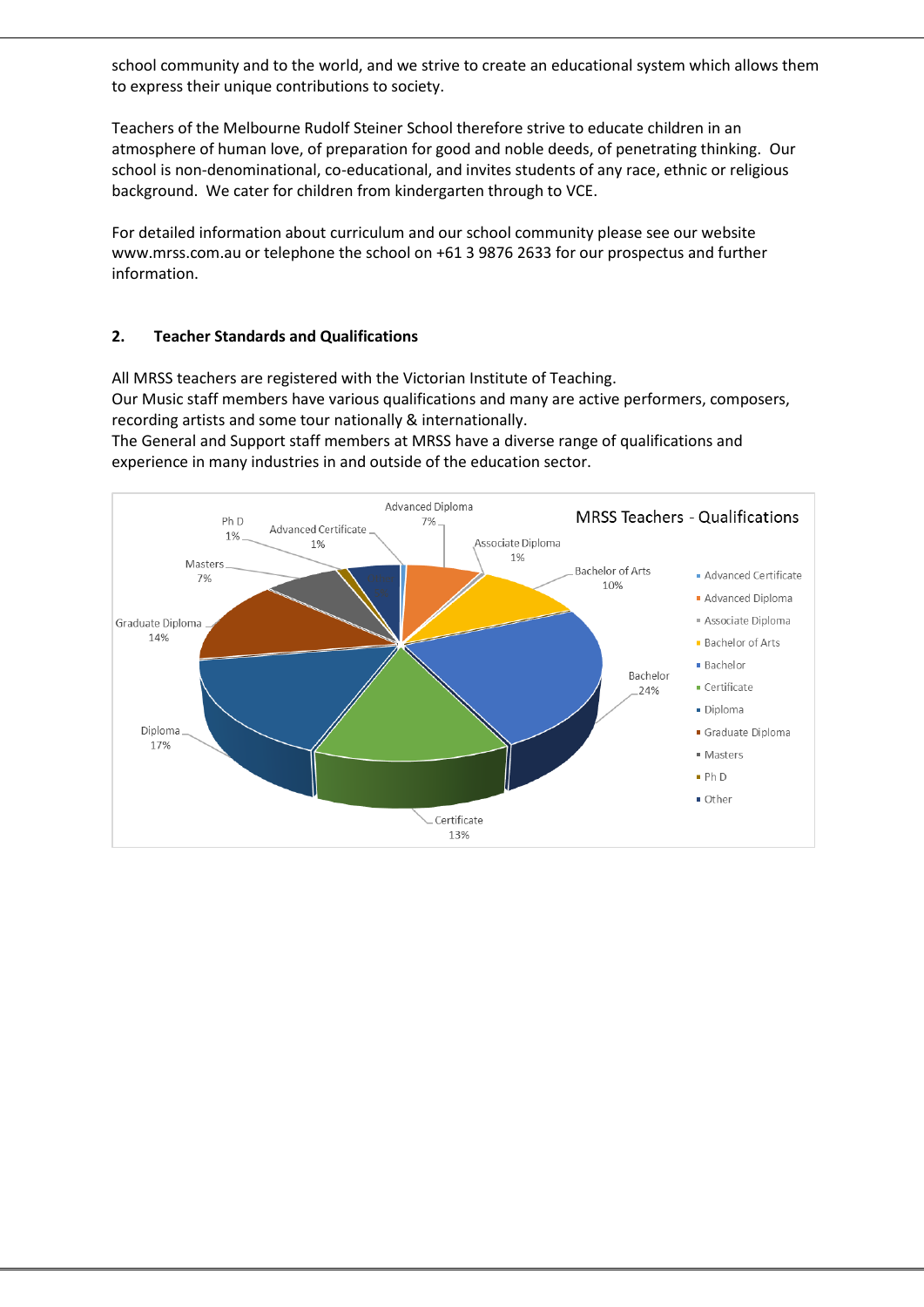school community and to the world, and we strive to create an educational system which allows them to express their unique contributions to society.

Teachers of the Melbourne Rudolf Steiner School therefore strive to educate children in an atmosphere of human love, of preparation for good and noble deeds, of penetrating thinking. Our school is non-denominational, co-educational, and invites students of any race, ethnic or religious background. We cater for children from kindergarten through to VCE.

For detailed information about curriculum and our school community please see our website www.mrss.com.au or telephone the school on +61 3 9876 2633 for our prospectus and further information.

## 2. Teacher Standards and Qualifications

All MRSS teachers are registered with the Victorian Institute of Teaching.
Our Music staff members have various qualifications and many are active performers, composers, recording artists and some tour nationally & internationally.
The General and Support staff members at MRSS have a diverse range of qualifications and experience in many industries in and outside of the education sector.

**MRSS Teachers - Qualifications**

| Qualification | Percentage |
|---|---|
| Advanced Certificate | 1% |
| Advanced Diploma | 7% |
| Associate Diploma | 1% |
| Bachelor of Arts | 10% |
| Bachelor | 24% |
| Certificate | 13% |
| Diploma | 17% |
| Graduate Diploma | 14% |
| Masters | 7% |
| Ph D | 1% |
| Other | |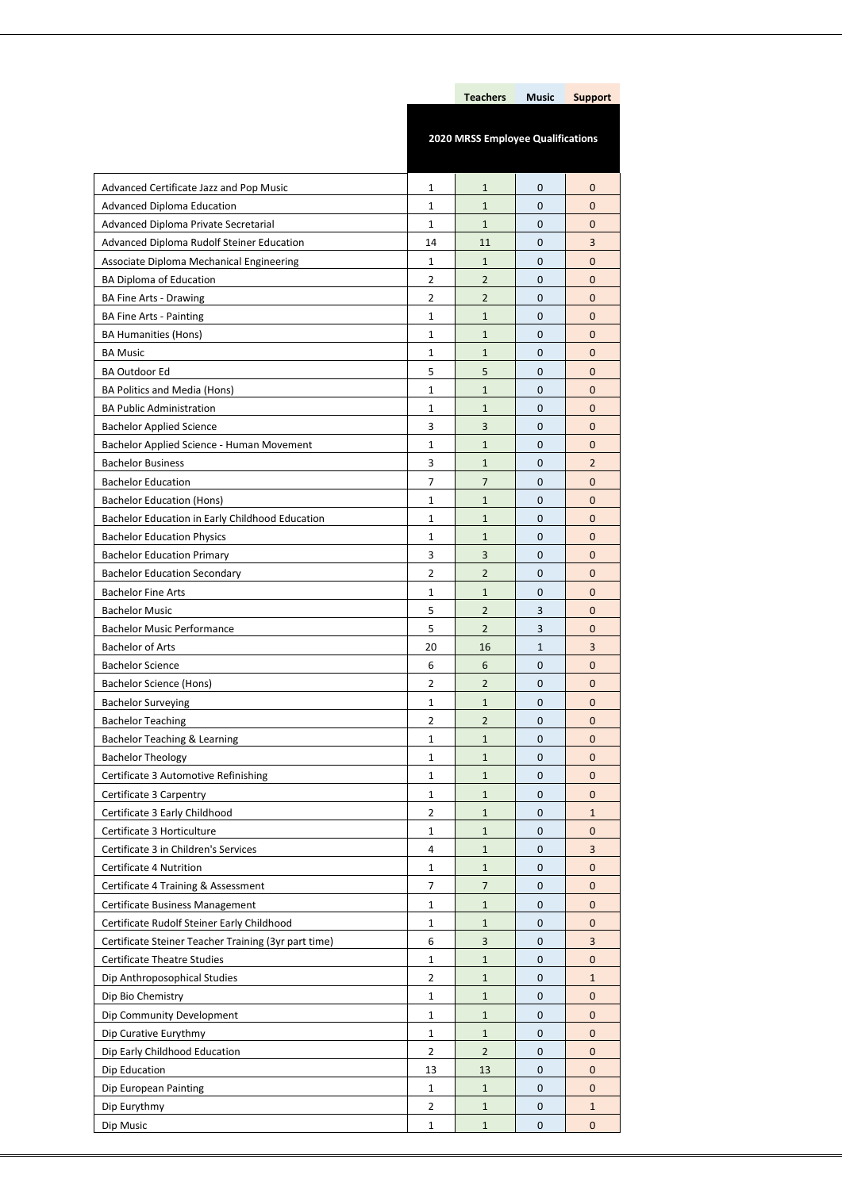| 2020 MRSS Employee Qualifications | | Teachers | Music | Support |
|---|---|---|---|---|
| Advanced Certificate Jazz and Pop Music | 1 | 1 | 0 | 0 |
| Advanced Diploma Education | 1 | 1 | 0 | 0 |
| Advanced Diploma Private Secretarial | 1 | 1 | 0 | 0 |
| Advanced Diploma Rudolf Steiner Education | 14 | 11 | 0 | 3 |
| Associate Diploma Mechanical Engineering | 1 | 1 | 0 | 0 |
| BA Diploma of Education | 2 | 2 | 0 | 0 |
| BA Fine Arts - Drawing | 2 | 2 | 0 | 0 |
| BA Fine Arts - Painting | 1 | 1 | 0 | 0 |
| BA Humanities (Hons) | 1 | 1 | 0 | 0 |
| BA Music | 1 | 1 | 0 | 0 |
| BA Outdoor Ed | 5 | 5 | 0 | 0 |
| BA Politics and Media (Hons) | 1 | 1 | 0 | 0 |
| BA Public Administration | 1 | 1 | 0 | 0 |
| Bachelor Applied Science | 3 | 3 | 0 | 0 |
| Bachelor Applied Science - Human Movement | 1 | 1 | 0 | 0 |
| Bachelor Business | 3 | 1 | 0 | 2 |
| Bachelor Education | 7 | 7 | 0 | 0 |
| Bachelor Education (Hons) | 1 | 1 | 0 | 0 |
| Bachelor Education in Early Childhood Education | 1 | 1 | 0 | 0 |
| Bachelor Education Physics | 1 | 1 | 0 | 0 |
| Bachelor Education Primary | 3 | 3 | 0 | 0 |
| Bachelor Education Secondary | 2 | 2 | 0 | 0 |
| Bachelor Fine Arts | 1 | 1 | 0 | 0 |
| Bachelor Music | 5 | 2 | 3 | 0 |
| Bachelor Music Performance | 5 | 2 | 3 | 0 |
| Bachelor of Arts | 20 | 16 | 1 | 3 |
| Bachelor Science | 6 | 6 | 0 | 0 |
| Bachelor Science (Hons) | 2 | 2 | 0 | 0 |
| Bachelor Surveying | 1 | 1 | 0 | 0 |
| Bachelor Teaching | 2 | 2 | 0 | 0 |
| Bachelor Teaching & Learning | 1 | 1 | 0 | 0 |
| Bachelor Theology | 1 | 1 | 0 | 0 |
| Certificate 3 Automotive Refinishing | 1 | 1 | 0 | 0 |
| Certificate 3 Carpentry | 1 | 1 | 0 | 0 |
| Certificate 3 Early Childhood | 2 | 1 | 0 | 1 |
| Certificate 3 Horticulture | 1 | 1 | 0 | 0 |
| Certificate 3 in Children's Services | 4 | 1 | 0 | 3 |
| Certificate 4 Nutrition | 1 | 1 | 0 | 0 |
| Certificate 4 Training & Assessment | 7 | 7 | 0 | 0 |
| Certificate Business Management | 1 | 1 | 0 | 0 |
| Certificate Rudolf Steiner Early Childhood | 1 | 1 | 0 | 0 |
| Certificate Steiner Teacher Training (3yr part time) | 6 | 3 | 0 | 3 |
| Certificate Theatre Studies | 1 | 1 | 0 | 0 |
| Dip Anthroposophical Studies | 2 | 1 | 0 | 1 |
| Dip Bio Chemistry | 1 | 1 | 0 | 0 |
| Dip Community Development | 1 | 1 | 0 | 0 |
| Dip Curative Eurythmy | 1 | 1 | 0 | 0 |
| Dip Early Childhood Education | 2 | 2 | 0 | 0 |
| Dip Education | 13 | 13 | 0 | 0 |
| Dip European Painting | 1 | 1 | 0 | 0 |
| Dip Eurythmy | 2 | 1 | 0 | 1 |
| Dip Music | 1 | 1 | 0 | 0 |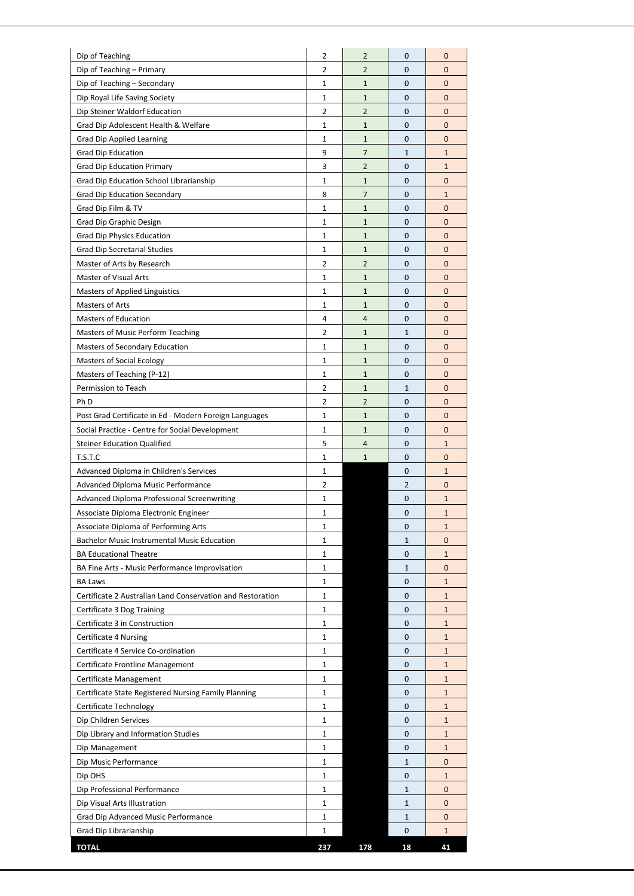| | | | | |
|---|---|---|---|---|
| Dip of Teaching | 2 | 2 | 0 | 0 |
| Dip of Teaching – Primary | 2 | 2 | 0 | 0 |
| Dip of Teaching – Secondary | 1 | 1 | 0 | 0 |
| Dip Royal Life Saving Society | 1 | 1 | 0 | 0 |
| Dip Steiner Waldorf Education | 2 | 2 | 0 | 0 |
| Grad Dip Adolescent Health & Welfare | 1 | 1 | 0 | 0 |
| Grad Dip Applied Learning | 1 | 1 | 0 | 0 |
| Grad Dip Education | 9 | 7 | 1 | 1 |
| Grad Dip Education Primary | 3 | 2 | 0 | 1 |
| Grad Dip Education School Librarianship | 1 | 1 | 0 | 0 |
| Grad Dip Education Secondary | 8 | 7 | 0 | 1 |
| Grad Dip Film & TV | 1 | 1 | 0 | 0 |
| Grad Dip Graphic Design | 1 | 1 | 0 | 0 |
| Grad Dip Physics Education | 1 | 1 | 0 | 0 |
| Grad Dip Secretarial Studies | 1 | 1 | 0 | 0 |
| Master of Arts by Research | 2 | 2 | 0 | 0 |
| Master of Visual Arts | 1 | 1 | 0 | 0 |
| Masters of Applied Linguistics | 1 | 1 | 0 | 0 |
| Masters of Arts | 1 | 1 | 0 | 0 |
| Masters of Education | 4 | 4 | 0 | 0 |
| Masters of Music Perform Teaching | 2 | 1 | 1 | 0 |
| Masters of Secondary Education | 1 | 1 | 0 | 0 |
| Masters of Social Ecology | 1 | 1 | 0 | 0 |
| Masters of Teaching (P-12) | 1 | 1 | 0 | 0 |
| Permission to Teach | 2 | 1 | 1 | 0 |
| Ph D | 2 | 2 | 0 | 0 |
| Post Grad Certificate in Ed - Modern Foreign Languages | 1 | 1 | 0 | 0 |
| Social Practice - Centre for Social Development | 1 | 1 | 0 | 0 |
| Steiner Education Qualified | 5 | 4 | 0 | 1 |
| T.S.T.C | 1 | 1 | 0 | 0 |
| Advanced Diploma in Children's Services | 1 | | 0 | 1 |
| Advanced Diploma Music Performance | 2 | | 2 | 0 |
| Advanced Diploma Professional Screenwriting | 1 | | 0 | 1 |
| Associate Diploma Electronic Engineer | 1 | | 0 | 1 |
| Associate Diploma of Performing Arts | 1 | | 0 | 1 |
| Bachelor Music Instrumental Music Education | 1 | | 1 | 0 |
| BA Educational Theatre | 1 | | 0 | 1 |
| BA Fine Arts - Music Performance Improvisation | 1 | | 1 | 0 |
| BA Laws | 1 | | 0 | 1 |
| Certificate 2 Australian Land Conservation and Restoration | 1 | | 0 | 1 |
| Certificate 3 Dog Training | 1 | | 0 | 1 |
| Certificate 3 in Construction | 1 | | 0 | 1 |
| Certificate 4 Nursing | 1 | | 0 | 1 |
| Certificate 4 Service Co-ordination | 1 | | 0 | 1 |
| Certificate Frontline Management | 1 | | 0 | 1 |
| Certificate Management | 1 | | 0 | 1 |
| Certificate State Registered Nursing Family Planning | 1 | | 0 | 1 |
| Certificate Technology | 1 | | 0 | 1 |
| Dip Children Services | 1 | | 0 | 1 |
| Dip Library and Information Studies | 1 | | 0 | 1 |
| Dip Management | 1 | | 0 | 1 |
| Dip Music Performance | 1 | | 1 | 0 |
| Dip OHS | 1 | | 0 | 1 |
| Dip Professional Performance | 1 | | 1 | 0 |
| Dip Visual Arts Illustration | 1 | | 1 | 0 |
| Grad Dip Advanced Music Performance | 1 | | 1 | 0 |
| Grad Dip Librarianship | 1 | | 0 | 1 |
| **TOTAL** | **237** | **178** | **18** | **41** |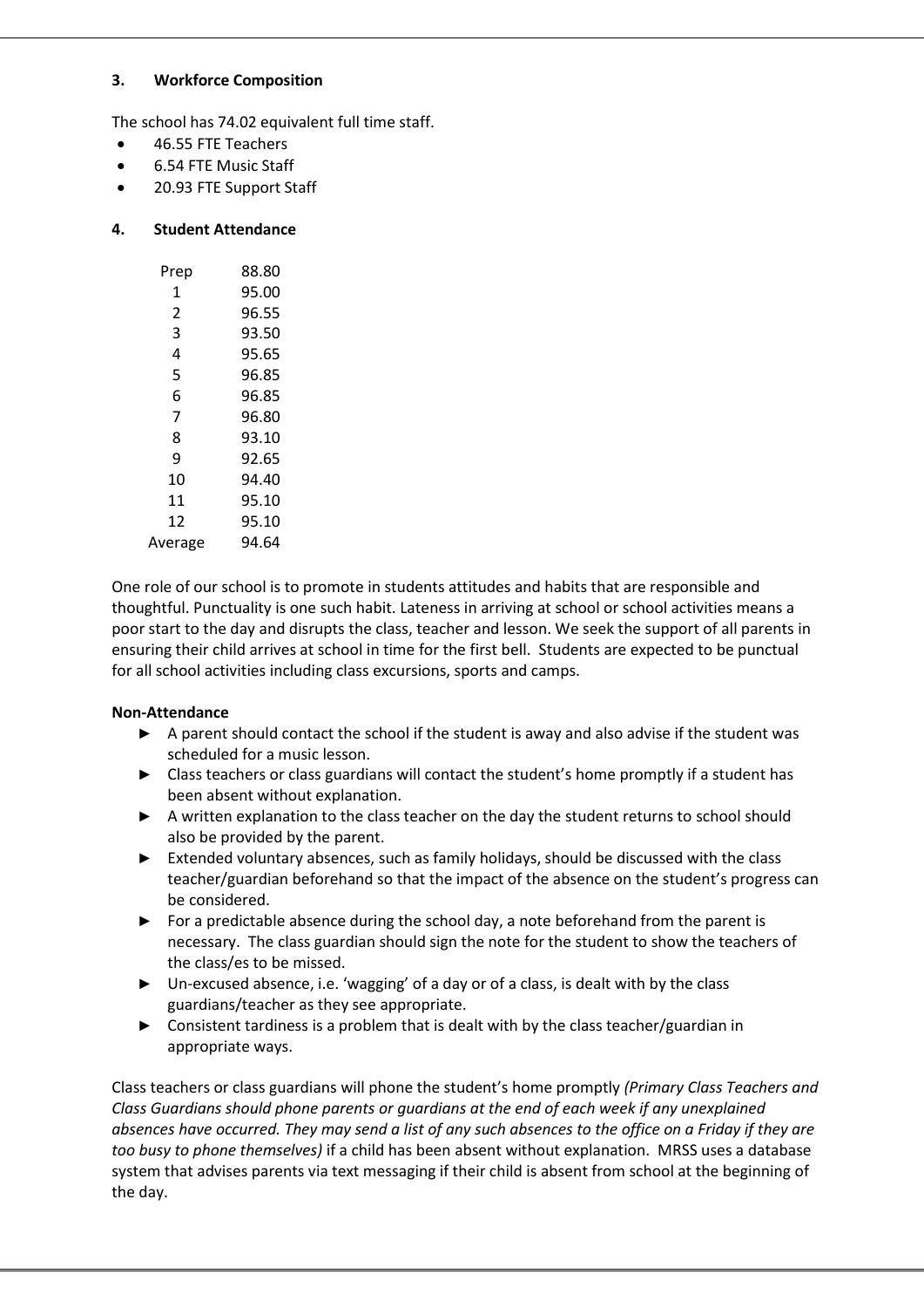### 3. Workforce Composition

The school has 74.02 equivalent full time staff.

- 46.55 FTE Teachers
- 6.54 FTE Music Staff
- 20.93 FTE Support Staff

### 4. Student Attendance

| | |
|---|---|
| Prep | 88.80 |
| 1 | 95.00 |
| 2 | 96.55 |
| 3 | 93.50 |
| 4 | 95.65 |
| 5 | 96.85 |
| 6 | 96.85 |
| 7 | 96.80 |
| 8 | 93.10 |
| 9 | 92.65 |
| 10 | 94.40 |
| 11 | 95.10 |
| 12 | 95.10 |
| Average | 94.64 |

One role of our school is to promote in students attitudes and habits that are responsible and thoughtful. Punctuality is one such habit. Lateness in arriving at school or school activities means a poor start to the day and disrupts the class, teacher and lesson. We seek the support of all parents in ensuring their child arrives at school in time for the first bell. Students are expected to be punctual for all school activities including class excursions, sports and camps.

**Non-Attendance**

- ► A parent should contact the school if the student is away and also advise if the student was scheduled for a music lesson.
- ► Class teachers or class guardians will contact the student's home promptly if a student has been absent without explanation.
- ► A written explanation to the class teacher on the day the student returns to school should also be provided by the parent.
- ► Extended voluntary absences, such as family holidays, should be discussed with the class teacher/guardian beforehand so that the impact of the absence on the student's progress can be considered.
- ► For a predictable absence during the school day, a note beforehand from the parent is necessary. The class guardian should sign the note for the student to show the teachers of the class/es to be missed.
- ► Un-excused absence, i.e. 'wagging' of a day or of a class, is dealt with by the class guardians/teacher as they see appropriate.
- ► Consistent tardiness is a problem that is dealt with by the class teacher/guardian in appropriate ways.

Class teachers or class guardians will phone the student's home promptly *(Primary Class Teachers and Class Guardians should phone parents or guardians at the end of each week if any unexplained absences have occurred. They may send a list of any such absences to the office on a Friday if they are too busy to phone themselves)* if a child has been absent without explanation. MRSS uses a database system that advises parents via text messaging if their child is absent from school at the beginning of the day.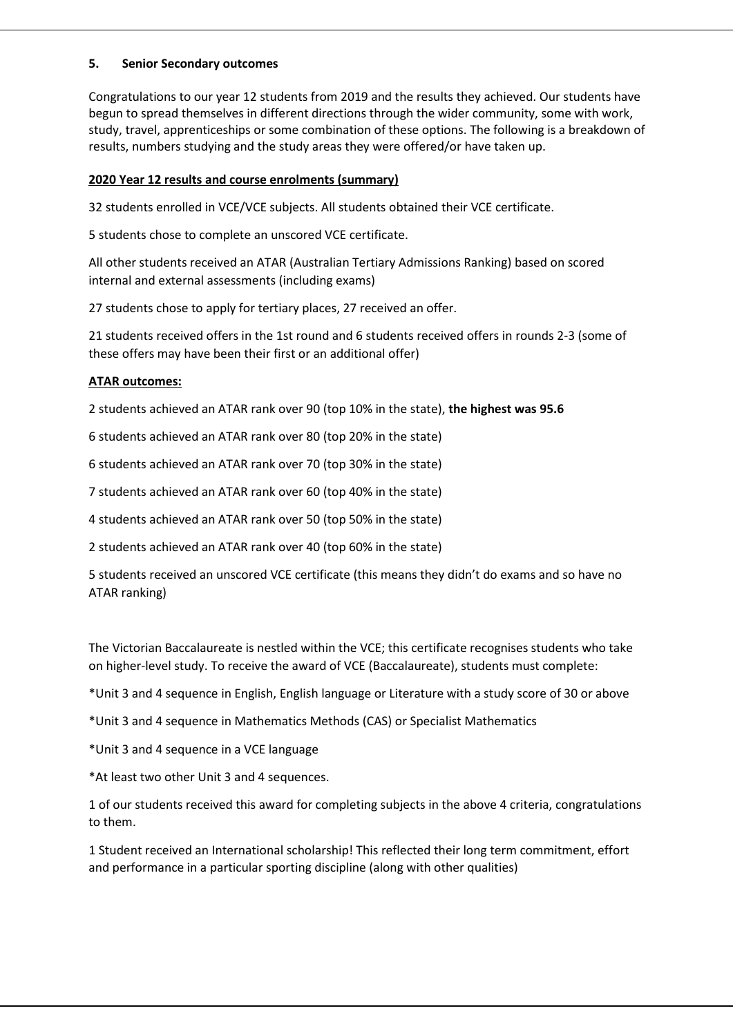## 5. Senior Secondary outcomes

Congratulations to our year 12 students from 2019 and the results they achieved. Our students have begun to spread themselves in different directions through the wider community, some with work, study, travel, apprenticeships or some combination of these options. The following is a breakdown of results, numbers studying and the study areas they were offered/or have taken up.

**2020 Year 12 results and course enrolments (summary)**

32 students enrolled in VCE/VCE subjects. All students obtained their VCE certificate.

5 students chose to complete an unscored VCE certificate.

All other students received an ATAR (Australian Tertiary Admissions Ranking) based on scored internal and external assessments (including exams)

27 students chose to apply for tertiary places, 27 received an offer.

21 students received offers in the 1st round and 6 students received offers in rounds 2-3 (some of these offers may have been their first or an additional offer)

**ATAR outcomes:**

2 students achieved an ATAR rank over 90 (top 10% in the state), **the highest was 95.6**

6 students achieved an ATAR rank over 80 (top 20% in the state)

6 students achieved an ATAR rank over 70 (top 30% in the state)

7 students achieved an ATAR rank over 60 (top 40% in the state)

4 students achieved an ATAR rank over 50 (top 50% in the state)

2 students achieved an ATAR rank over 40 (top 60% in the state)

5 students received an unscored VCE certificate (this means they didn't do exams and so have no ATAR ranking)

The Victorian Baccalaureate is nestled within the VCE; this certificate recognises students who take on higher-level study. To receive the award of VCE (Baccalaureate), students must complete:

*Unit 3 and 4 sequence in English, English language or Literature with a study score of 30 or above

*Unit 3 and 4 sequence in Mathematics Methods (CAS) or Specialist Mathematics

*Unit 3 and 4 sequence in a VCE language

*At least two other Unit 3 and 4 sequences.

1 of our students received this award for completing subjects in the above 4 criteria, congratulations to them.

1 Student received an International scholarship! This reflected their long term commitment, effort and performance in a particular sporting discipline (along with other qualities)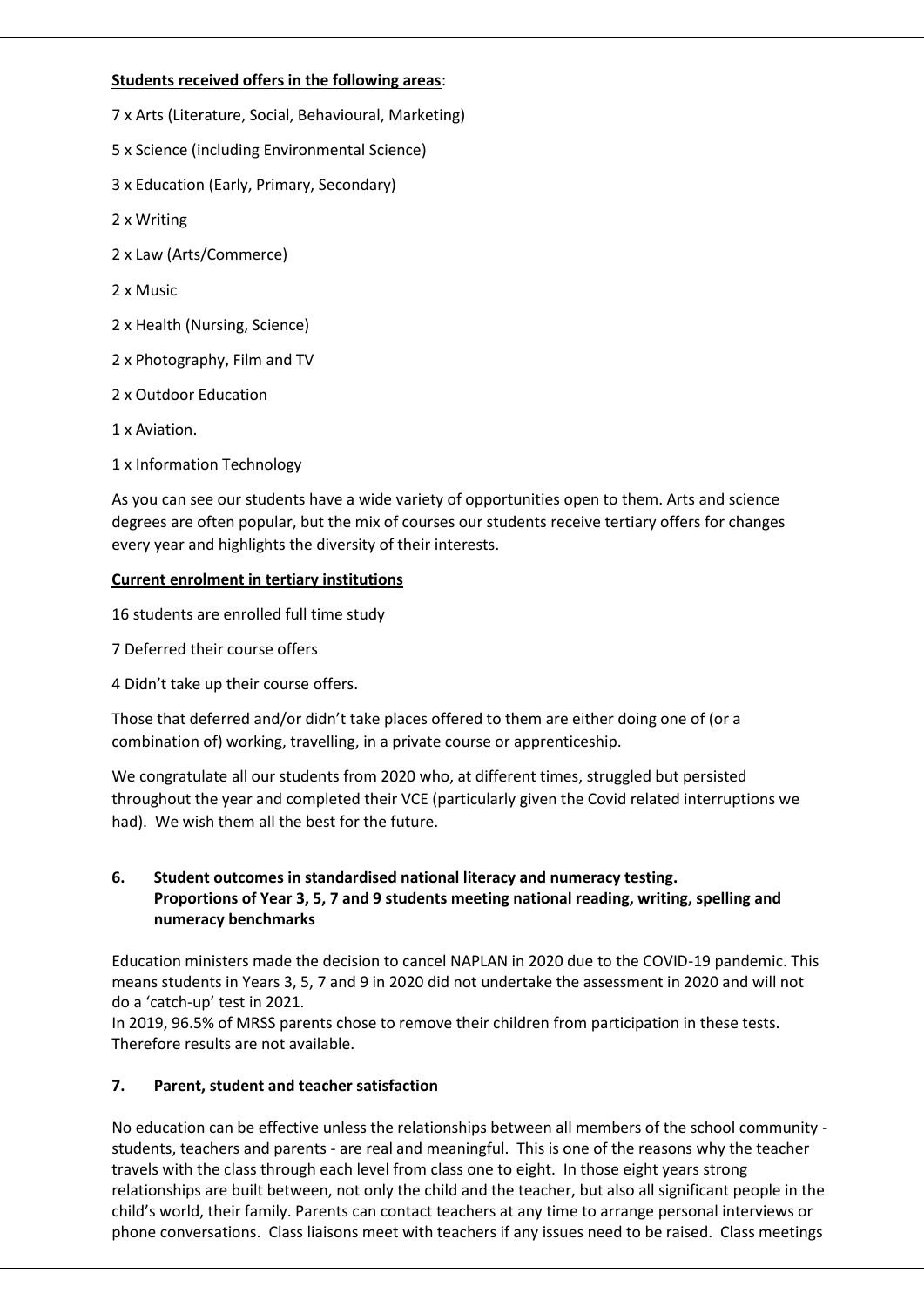**Students received offers in the following areas**:

7 x Arts (Literature, Social, Behavioural, Marketing)

5 x Science (including Environmental Science)

3 x Education (Early, Primary, Secondary)

2 x Writing

2 x Law (Arts/Commerce)

2 x Music

2 x Health (Nursing, Science)

2 x Photography, Film and TV

2 x Outdoor Education

1 x Aviation.

1 x Information Technology

As you can see our students have a wide variety of opportunities open to them. Arts and science degrees are often popular, but the mix of courses our students receive tertiary offers for changes every year and highlights the diversity of their interests.

**Current enrolment in tertiary institutions**

16 students are enrolled full time study

7 Deferred their course offers

4 Didn't take up their course offers.

Those that deferred and/or didn't take places offered to them are either doing one of (or a combination of) working, travelling, in a private course or apprenticeship.

We congratulate all our students from 2020 who, at different times, struggled but persisted throughout the year and completed their VCE (particularly given the Covid related interruptions we had). We wish them all the best for the future.

## 6. Student outcomes in standardised national literacy and numeracy testing. Proportions of Year 3, 5, 7 and 9 students meeting national reading, writing, spelling and numeracy benchmarks

Education ministers made the decision to cancel NAPLAN in 2020 due to the COVID-19 pandemic. This means students in Years 3, 5, 7 and 9 in 2020 did not undertake the assessment in 2020 and will not do a 'catch-up' test in 2021.

In 2019, 96.5% of MRSS parents chose to remove their children from participation in these tests. Therefore results are not available.

## 7. Parent, student and teacher satisfaction

No education can be effective unless the relationships between all members of the school community - students, teachers and parents - are real and meaningful. This is one of the reasons why the teacher travels with the class through each level from class one to eight. In those eight years strong relationships are built between, not only the child and the teacher, but also all significant people in the child's world, their family. Parents can contact teachers at any time to arrange personal interviews or phone conversations. Class liaisons meet with teachers if any issues need to be raised. Class meetings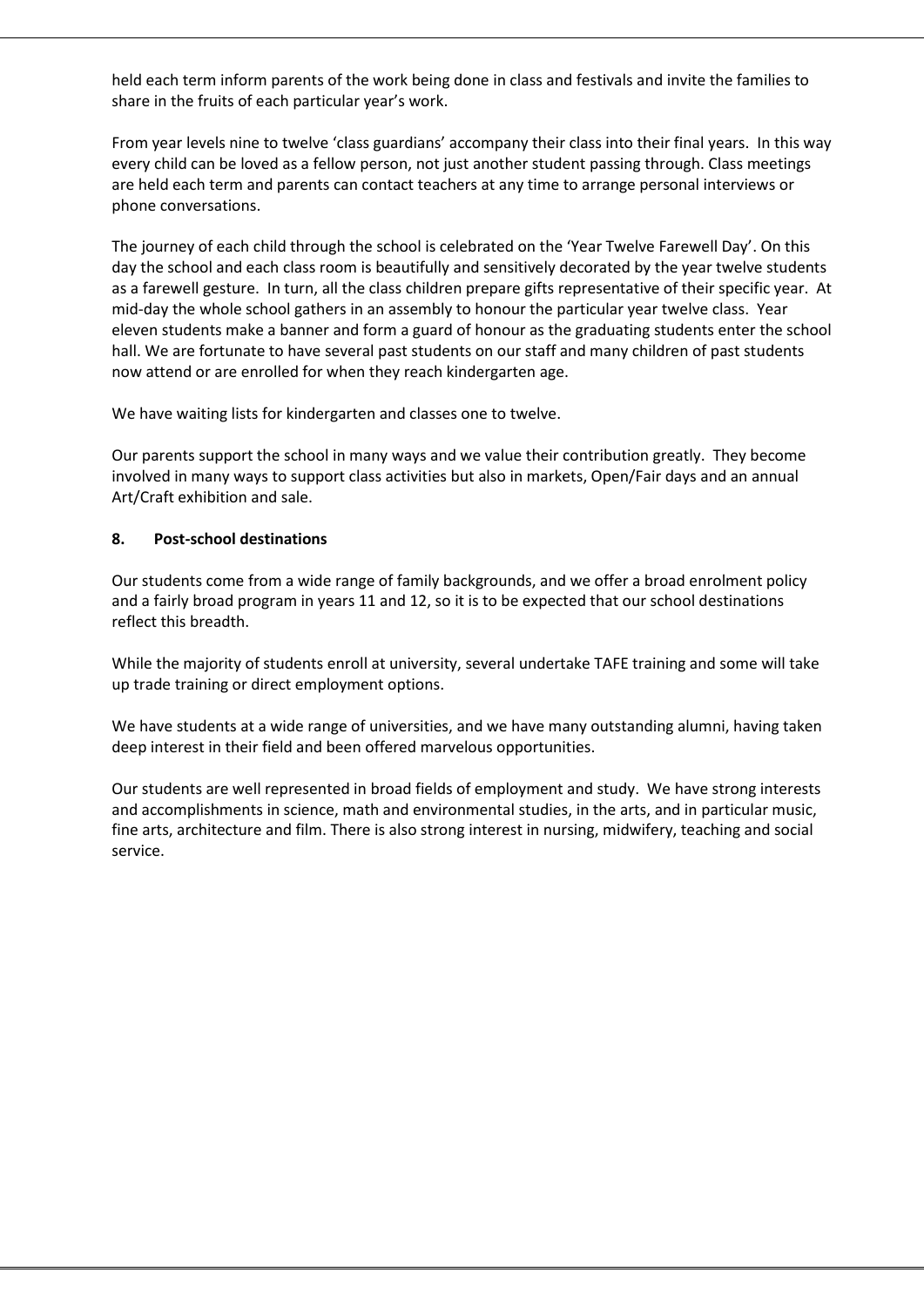held each term inform parents of the work being done in class and festivals and invite the families to share in the fruits of each particular year's work.

From year levels nine to twelve 'class guardians' accompany their class into their final years. In this way every child can be loved as a fellow person, not just another student passing through. Class meetings are held each term and parents can contact teachers at any time to arrange personal interviews or phone conversations.

The journey of each child through the school is celebrated on the 'Year Twelve Farewell Day'. On this day the school and each class room is beautifully and sensitively decorated by the year twelve students as a farewell gesture. In turn, all the class children prepare gifts representative of their specific year. At mid-day the whole school gathers in an assembly to honour the particular year twelve class. Year eleven students make a banner and form a guard of honour as the graduating students enter the school hall. We are fortunate to have several past students on our staff and many children of past students now attend or are enrolled for when they reach kindergarten age.

We have waiting lists for kindergarten and classes one to twelve.

Our parents support the school in many ways and we value their contribution greatly. They become involved in many ways to support class activities but also in markets, Open/Fair days and an annual Art/Craft exhibition and sale.

## 8. Post-school destinations

Our students come from a wide range of family backgrounds, and we offer a broad enrolment policy and a fairly broad program in years 11 and 12, so it is to be expected that our school destinations reflect this breadth.

While the majority of students enroll at university, several undertake TAFE training and some will take up trade training or direct employment options.

We have students at a wide range of universities, and we have many outstanding alumni, having taken deep interest in their field and been offered marvelous opportunities.

Our students are well represented in broad fields of employment and study. We have strong interests and accomplishments in science, math and environmental studies, in the arts, and in particular music, fine arts, architecture and film. There is also strong interest in nursing, midwifery, teaching and social service.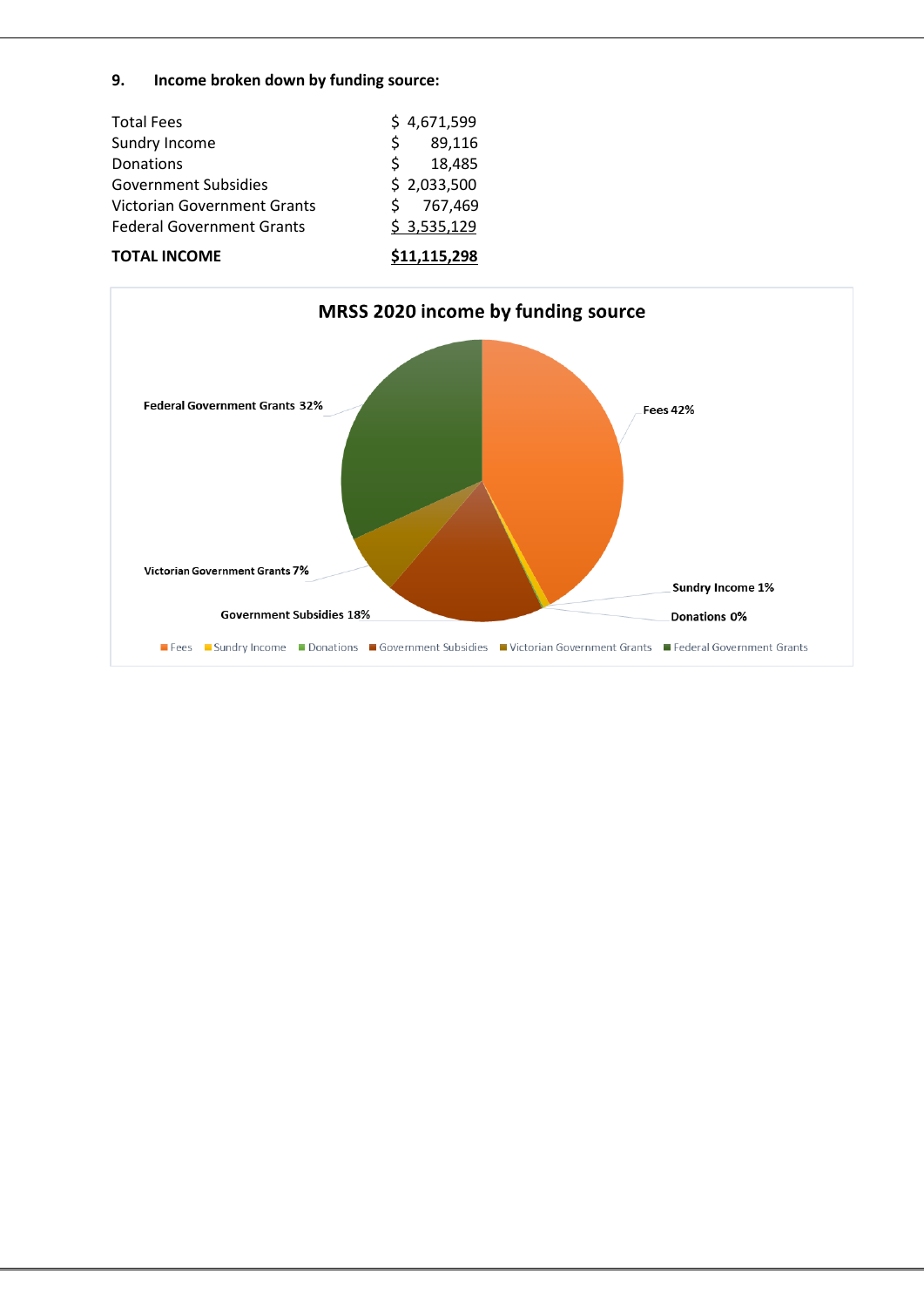## 9. Income broken down by funding source:

| | |
|---|---|
| Total Fees | $ 4,671,599 |
| Sundry Income | $ 89,116 |
| Donations | $ 18,485 |
| Government Subsidies | $ 2,033,500 |
| Victorian Government Grants | $ 767,469 |
| Federal Government Grants | $ 3,535,129 |
| **TOTAL INCOME** | **$11,115,298** |

MRSS 2020 income by funding source

Federal Government Grants 32%

Fees 42%

Victorian Government Grants 7%

Sundry Income 1%

Government Subsidies 18%

Donations 0%

Fees, Sundry Income, Donations, Government Subsidies, Victorian Government Grants, Federal Government Grants